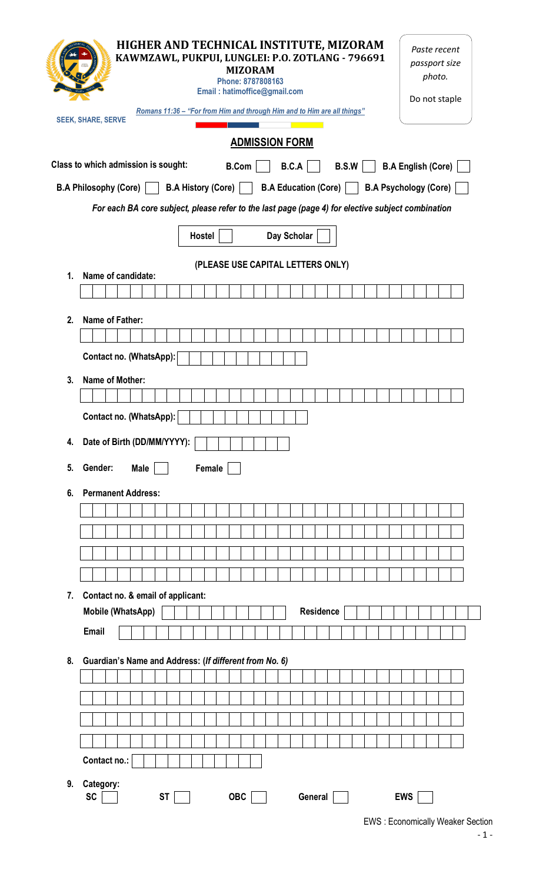# HIGHER AND TECHNICAL INSTITUTE, MIZORAM

**KAWMZAWL, PUKPUI, LUNGLEI: P.O. ZOTLANG - 796691**

**MIZORAM**

**Phone: 8787808163**

**Email : hatimoffice@gmail.com**

*Romans 11:36 – "For from Him and through Him and to Him are all things"*

**SEEK, SHARE, SERVE**

*Paste recent passport size photo.*

Do not staple

## ADMISSION FORM

**Class to which admission is sought:** B.Com ☐ B.C.A ☐ B.S.W ☐ B.A English (Core) ☐

B.A Philosophy (Core) ☐ B.A History (Core) ☐ B.A Education (Core) ☐ B.A Psychology (Core) ☐

*For each BA core subject, please refer to the last page (page 4) for elective subject combination*

Hostel ☐ Day Scholar ☐

**(PLEASE USE CAPITAL LETTERS ONLY)**

1. **Name of candidate:**

2. **Name of Father:**

   Contact no. (WhatsApp):

3. **Name of Mother:**

   Contact no. (WhatsApp):

4. **Date of Birth (DD/MM/YYYY):**

5. **Gender:** Male ☐ Female ☐

6. **Permanent Address:**

7. **Contact no. & email of applicant:**

   Mobile (WhatsApp) Residence

   Email

8. **Guardian's Name and Address:** (*If different from No. 6*)

   Contact no.:

9. **Category:**

   SC ☐ ST ☐ OBC ☐ General ☐ EWS ☐

EWS : Economically Weaker Section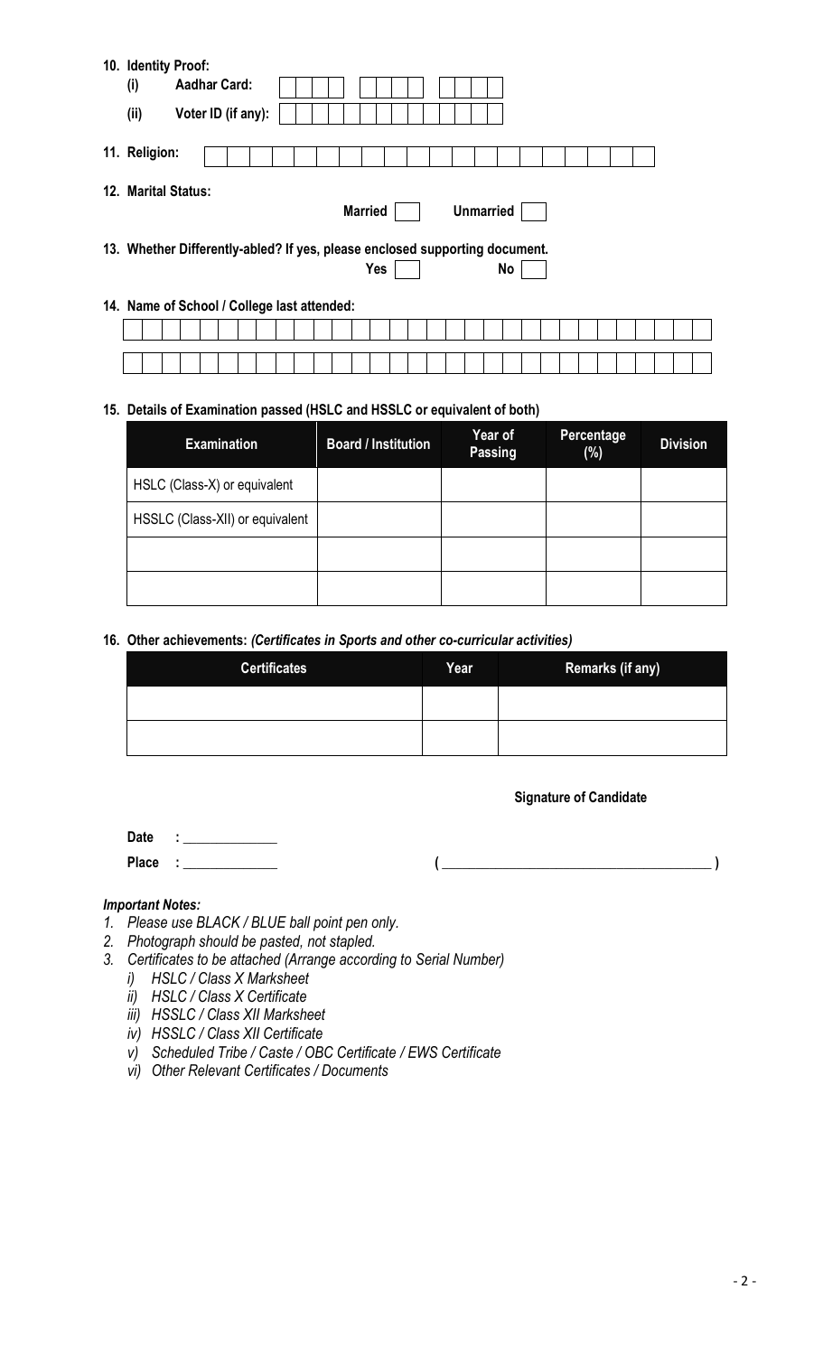10. **Identity Proof:**
    (i) **Aadhar Card:** ____________________
    (ii) **Voter ID (if any):** ____________________

11. **Religion:** ____________________

12. **Marital Status:**
    **Married** [ ] **Unmarried** [ ]

13. **Whether Differently-abled? If yes, please enclosed supporting document.**
    **Yes** [ ] **No** [ ]

14. **Name of School / College last attended:**
    ____________________
    ____________________

15. **Details of Examination passed (HSLC and HSSLC or equivalent of both)**

| Examination | Board / Institution | Year of Passing | Percentage (%) | Division |
|---|---|---|---|---|
| HSLC (Class-X) or equivalent | | | | |
| HSSLC (Class-XII) or equivalent | | | | |
| | | | | |
| | | | | |

16. **Other achievements:** ***(Certificates in Sports and other co-curricular activities)***

| Certificates | Year | Remarks (if any) |
|---|---|---|
| | | |
| | | |

**Signature of Candidate**

**Date** : ______________

**Place** : ______________

( ______________________________________ )

***Important Notes:***

1. *Please use BLACK / BLUE ball point pen only.*
2. *Photograph should be pasted, not stapled.*
3. *Certificates to be attached (Arrange according to Serial Number)*
   i) *HSLC / Class X Marksheet*
   ii) *HSLC / Class X Certificate*
   iii) *HSSLC / Class XII Marksheet*
   iv) *HSSLC / Class XII Certificate*
   v) *Scheduled Tribe / Caste / OBC Certificate / EWS Certificate*
   vi) *Other Relevant Certificates / Documents*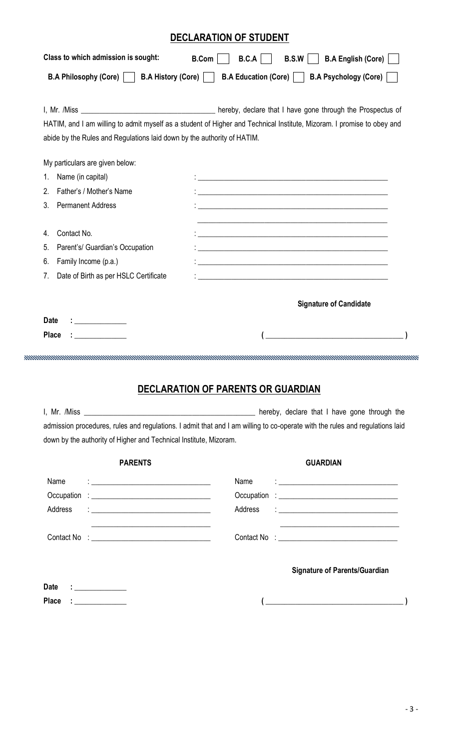## DECLARATION OF STUDENT

**Class to which admission is sought:** **B.Com** ☐ **B.C.A** ☐ **B.S.W** ☐ **B.A English (Core)** ☐

**B.A Philosophy (Core)** ☐ **B.A History (Core)** ☐ **B.A Education (Core)** ☐ **B.A Psychology (Core)** ☐

I, Mr. /Miss ____________________________________ hereby, declare that I have gone through the Prospectus of HATIM, and I am willing to admit myself as a student of Higher and Technical Institute, Mizoram. I promise to obey and abide by the Rules and Regulations laid down by the authority of HATIM.

My particulars are given below:

1. Name (in capital) : ____________________________________________________
2. Father's / Mother's Name : ____________________________________________________
3. Permanent Address : ____________________________________________________
   ____________________________________________________
4. Contact No. : ____________________________________________________
5. Parent's/ Guardian's Occupation : ____________________________________________________
6. Family Income (p.a.) : ____________________________________________________
7. Date of Birth as per HSLC Certificate : ____________________________________________________

**Signature of Candidate**

**Date** : ______________

**Place** : ______________

**( ____________________________________ )**

---

## DECLARATION OF PARENTS OR GUARDIAN

I, Mr. /Miss ________________________________________________ hereby, declare that I have gone through the admission procedures, rules and regulations. I admit that and I am willing to co-operate with the rules and regulations laid down by the authority of Higher and Technical Institute, Mizoram.

| **PARENTS** | **GUARDIAN** |
|---|---|
| Name : ________________________________ | Name : ________________________________ |
| Occupation : ________________________________ | Occupation : ________________________________ |
| Address : ________________________________ | Address : ________________________________ |
| ________________________________ | ________________________________ |
| Contact No : ________________________________ | Contact No : ________________________________ |

**Signature of Parents/Guardian**

**Date** : ______________

**Place** : ______________

**( ____________________________________ )**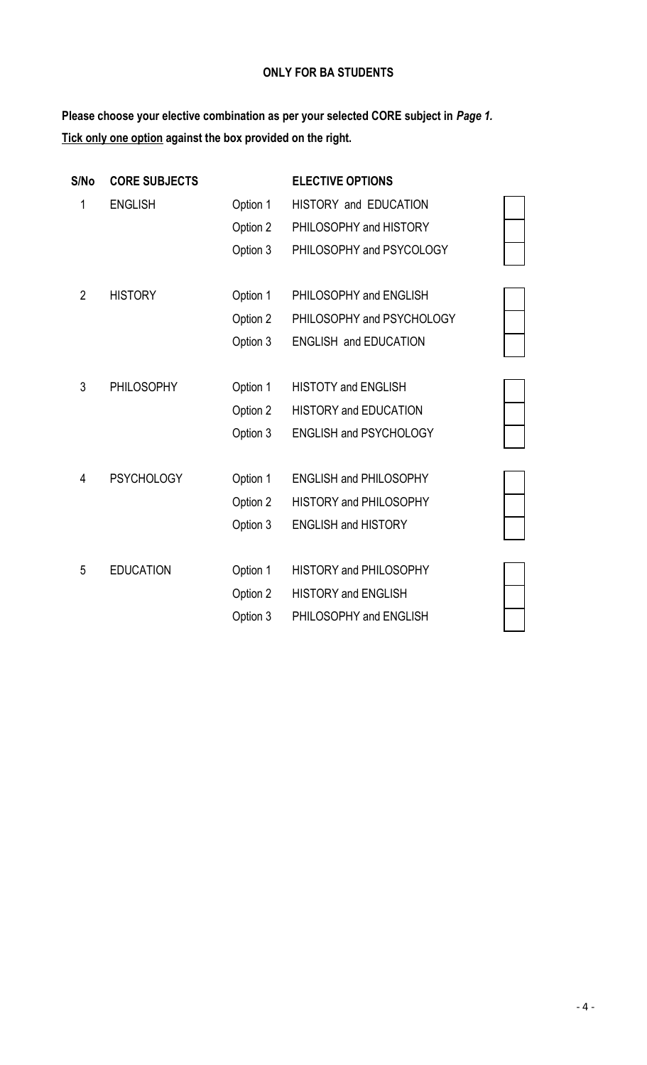**ONLY FOR BA STUDENTS**

**Please choose your elective combination as per your selected CORE subject in *Page 1.***
**<u>Tick only one option</u> against the box provided on the right.**

| S/No | CORE SUBJECTS | | ELECTIVE OPTIONS | |
|---|---|---|---|---|
| 1 | ENGLISH | Option 1 | HISTORY and EDUCATION | ☐ |
| | | Option 2 | PHILOSOPHY and HISTORY | ☐ |
| | | Option 3 | PHILOSOPHY and PSYCOLOGY | ☐ |
| 2 | HISTORY | Option 1 | PHILOSOPHY and ENGLISH | ☐ |
| | | Option 2 | PHILOSOPHY and PSYCHOLOGY | ☐ |
| | | Option 3 | ENGLISH and EDUCATION | ☐ |
| 3 | PHILOSOPHY | Option 1 | HISTOTY and ENGLISH | ☐ |
| | | Option 2 | HISTORY and EDUCATION | ☐ |
| | | Option 3 | ENGLISH and PSYCHOLOGY | ☐ |
| 4 | PSYCHOLOGY | Option 1 | ENGLISH and PHILOSOPHY | ☐ |
| | | Option 2 | HISTORY and PHILOSOPHY | ☐ |
| | | Option 3 | ENGLISH and HISTORY | ☐ |
| 5 | EDUCATION | Option 1 | HISTORY and PHILOSOPHY | ☐ |
| | | Option 2 | HISTORY and ENGLISH | ☐ |
| | | Option 3 | PHILOSOPHY and ENGLISH | ☐ |